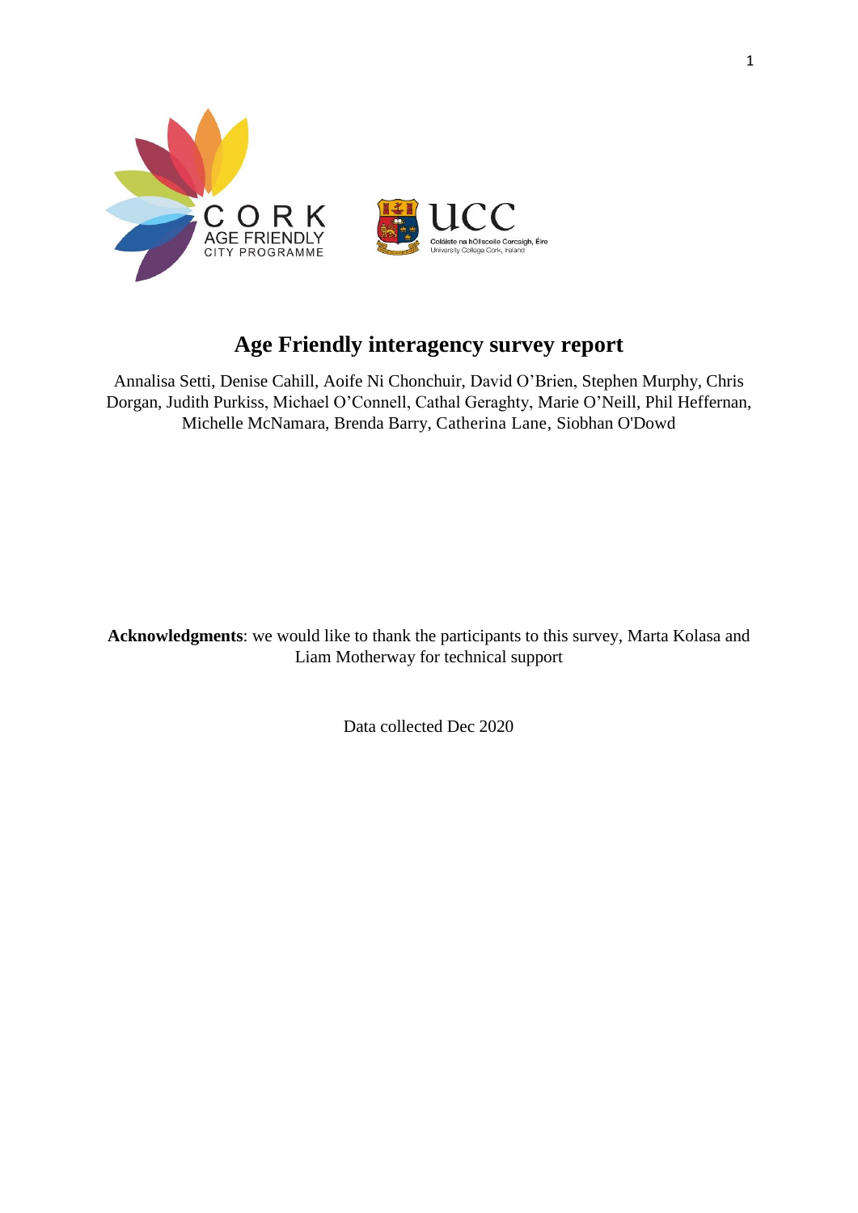# Age Friendly interagency survey report

Annalisa Setti, Denise Cahill, Aoife Ni Chonchuir, David O'Brien, Stephen Murphy, Chris Dorgan, Judith Purkiss, Michael O'Connell, Cathal Geraghty, Marie O'Neill, Phil Heffernan, Michelle McNamara, Brenda Barry, Catherina Lane, Siobhan O'Dowd

**Acknowledgments**: we would like to thank the participants to this survey, Marta Kolasa and Liam Motherway for technical support

Data collected Dec 2020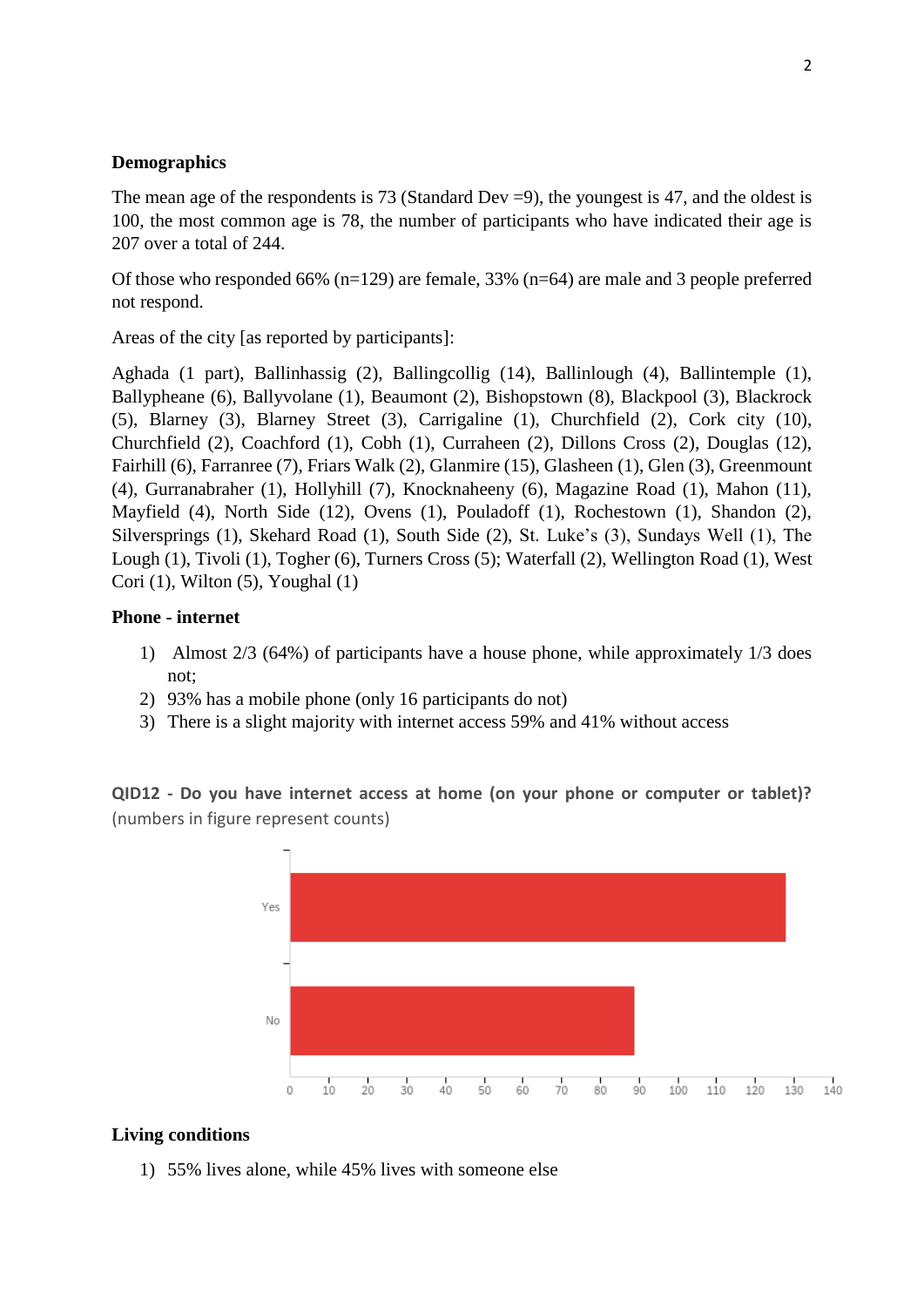**Demographics**

The mean age of the respondents is 73 (Standard Dev =9), the youngest is 47, and the oldest is 100, the most common age is 78, the number of participants who have indicated their age is 207 over a total of 244.

Of those who responded 66% (n=129) are female, 33% (n=64) are male and 3 people preferred not respond.

Areas of the city [as reported by participants]:

Aghada (1 part), Ballinhassig (2), Ballingcollig (14), Ballinlough (4), Ballintemple (1), Ballypheane (6), Ballyvolane (1), Beaumont (2), Bishopstown (8), Blackpool (3), Blackrock (5), Blarney (3), Blarney Street (3), Carrigaline (1), Churchfield (2), Cork city (10), Churchfield (2), Coachford (1), Cobh (1), Curraheen (2), Dillons Cross (2), Douglas (12), Fairhill (6), Farranree (7), Friars Walk (2), Glanmire (15), Glasheen (1), Glen (3), Greenmount (4), Gurranabraher (1), Hollyhill (7), Knocknaheeny (6), Magazine Road (1), Mahon (11), Mayfield (4), North Side (12), Ovens (1), Pouladoff (1), Rochestown (1), Shandon (2), Silversprings (1), Skehard Road (1), South Side (2), St. Luke's (3), Sundays Well (1), The Lough (1), Tivoli (1), Togher (6), Turners Cross (5); Waterfall (2), Wellington Road (1), West Cori (1), Wilton (5), Youghal (1)

**Phone - internet**

1) Almost 2/3 (64%) of participants have a house phone, while approximately 1/3 does not;
2) 93% has a mobile phone (only 16 participants do not)
3) There is a slight majority with internet access 59% and 41% without access

**QID12 - Do you have internet access at home (on your phone or computer or tablet)?** (numbers in figure represent counts)

| Response | Count (approx.) |
|---|---|
| Yes | ~128 |
| No | ~89 |

**Living conditions**

1) 55% lives alone, while 45% lives with someone else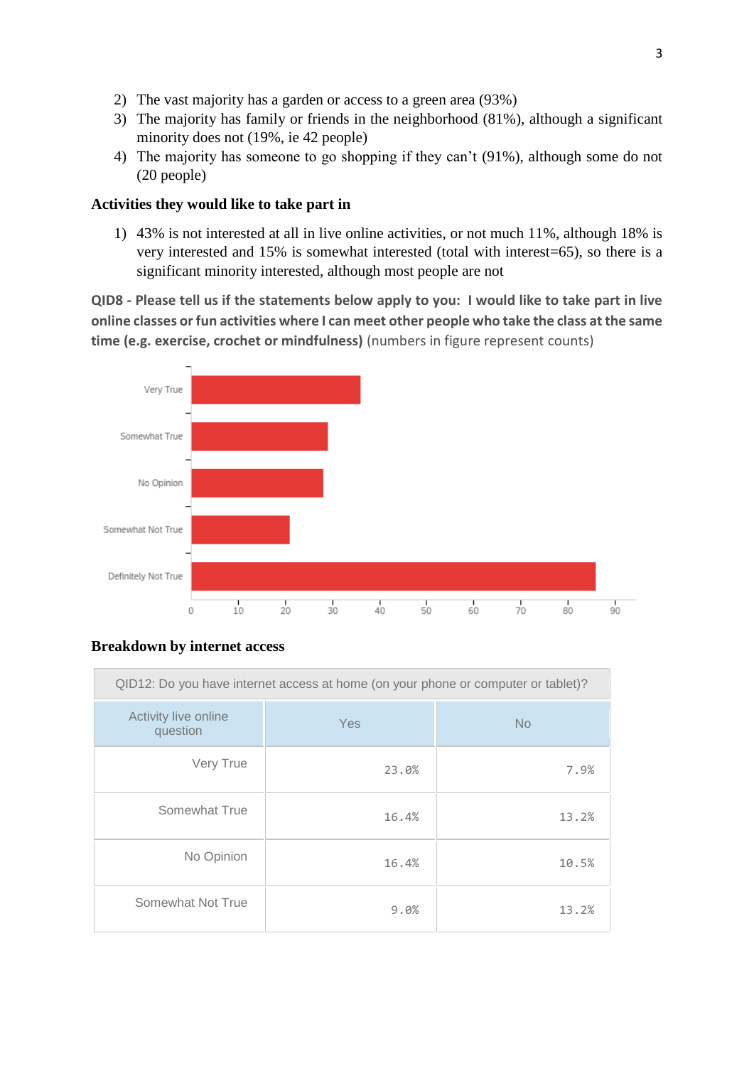2) The vast majority has a garden or access to a green area (93%)
3) The majority has family or friends in the neighborhood (81%), although a significant minority does not (19%, ie 42 people)
4) The majority has someone to go shopping if they can't (91%), although some do not (20 people)

### Activities they would like to take part in

1) 43% is not interested at all in live online activities, or not much 11%, although 18% is very interested and 15% is somewhat interested (total with interest=65), so there is a significant minority interested, although most people are not

**QID8 - Please tell us if the statements below apply to you: I would like to take part in live online classes or fun activities where I can meet other people who take the class at the same time (e.g. exercise, crochet or mindfulness)** (numbers in figure represent counts)

### Breakdown by internet access

| QID12: Do you have internet access at home (on your phone or computer or tablet)? | | |
|---|---|---|
| Activity live online question | Yes | No |
| Very True | 23.0% | 7.9% |
| Somewhat True | 16.4% | 13.2% |
| No Opinion | 16.4% | 10.5% |
| Somewhat Not True | 9.0% | 13.2% |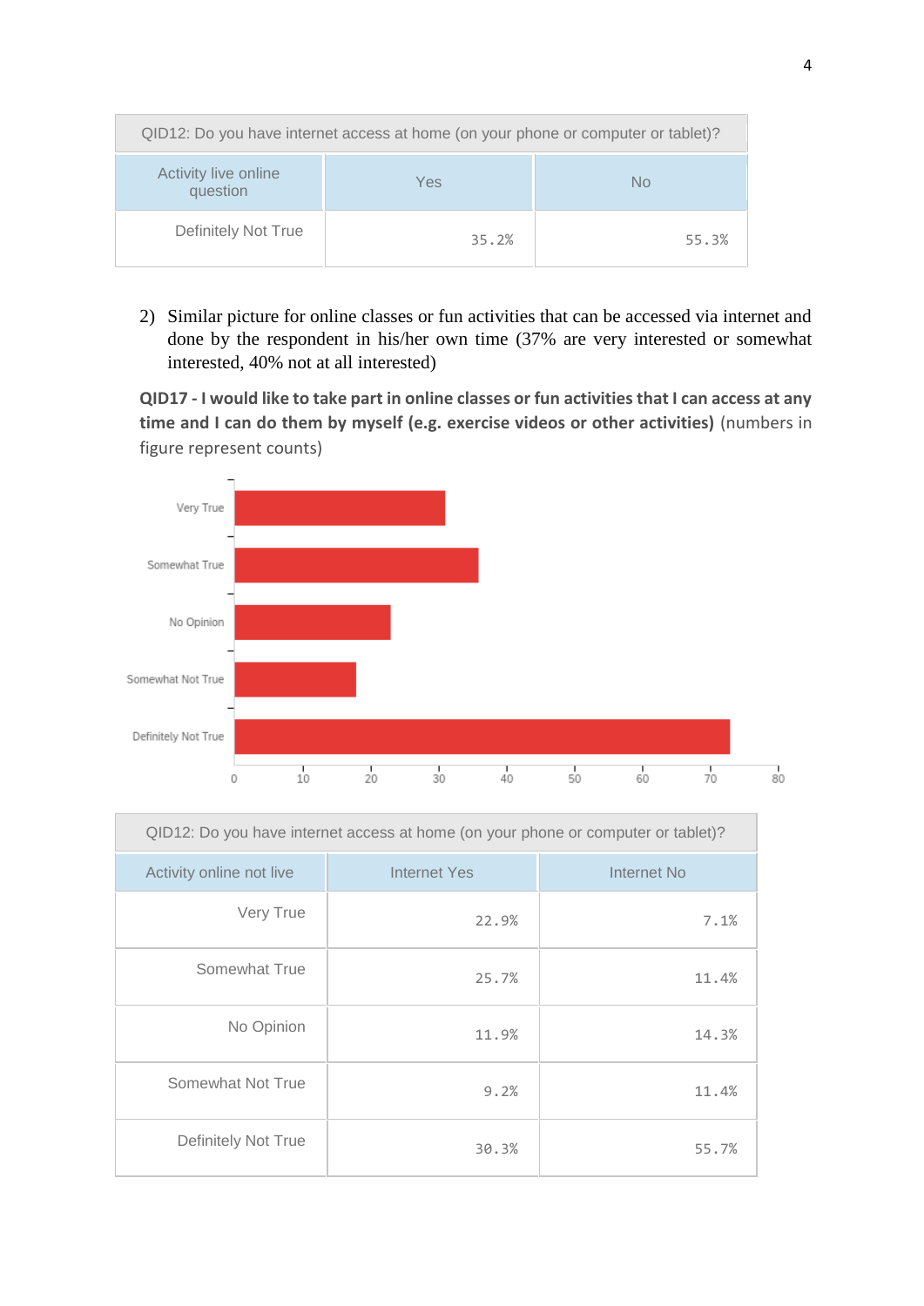| QID12: Do you have internet access at home (on your phone or computer or tablet)? | | |
|---|---|---|
| Activity live online question | Yes | No |
| Definitely Not True | 35.2% | 55.3% |

2) Similar picture for online classes or fun activities that can be accessed via internet and done by the respondent in his/her own time (37% are very interested or somewhat interested, 40% not at all interested)

**QID17 - I would like to take part in online classes or fun activities that I can access at any time and I can do them by myself (e.g. exercise videos or other activities)** (numbers in figure represent counts)

| QID12: Do you have internet access at home (on your phone or computer or tablet)? | | |
|---|---|---|
| Activity online not live | Internet Yes | Internet No |
| Very True | 22.9% | 7.1% |
| Somewhat True | 25.7% | 11.4% |
| No Opinion | 11.9% | 14.3% |
| Somewhat Not True | 9.2% | 11.4% |
| Definitely Not True | 30.3% | 55.7% |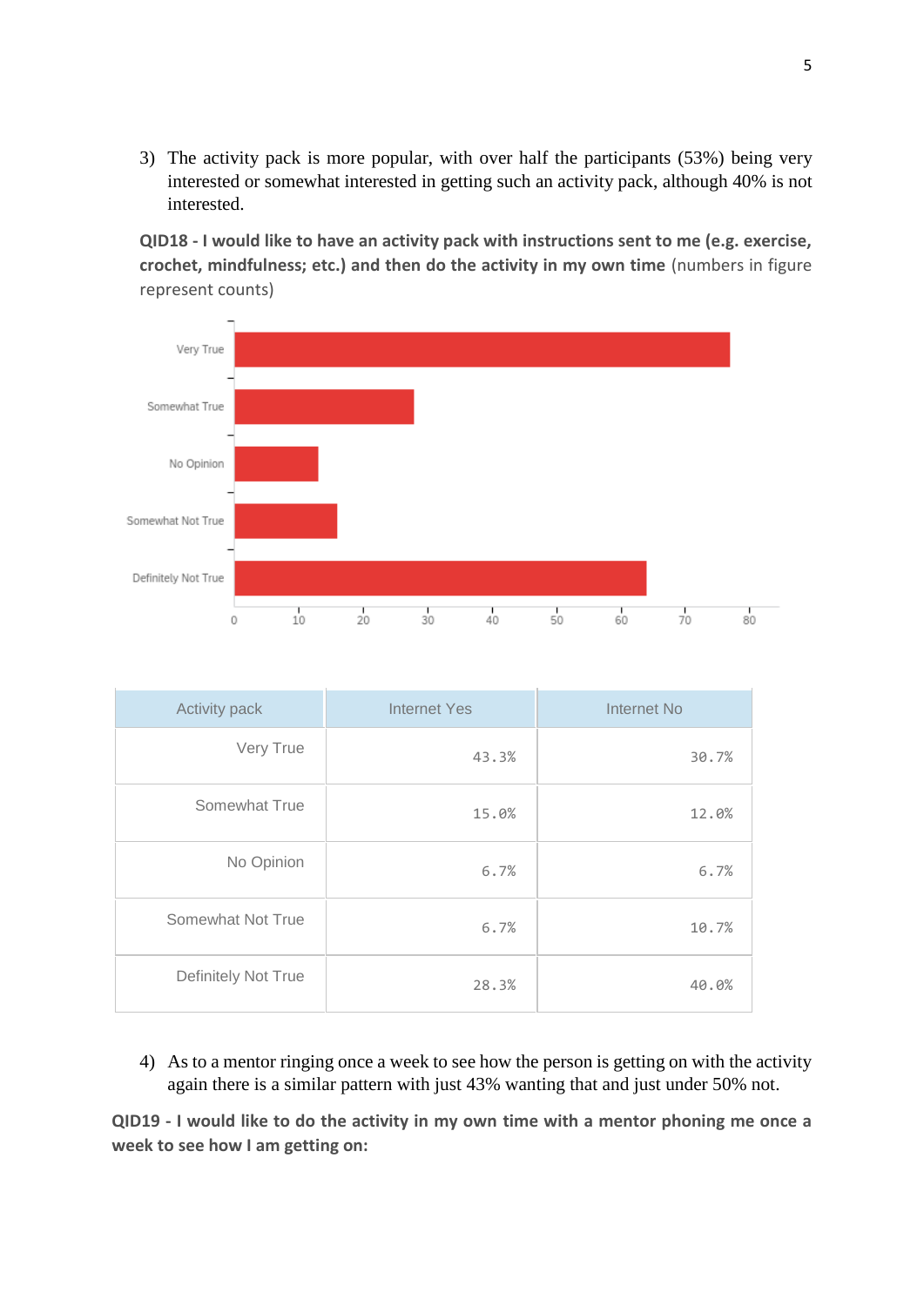3) The activity pack is more popular, with over half the participants (53%) being very interested or somewhat interested in getting such an activity pack, although 40% is not interested.

**QID18 - I would like to have an activity pack with instructions sent to me (e.g. exercise, crochet, mindfulness; etc.) and then do the activity in my own time** (numbers in figure represent counts)

| Activity pack | Internet Yes | Internet No |
|---|---|---|
| Very True | 43.3% | 30.7% |
| Somewhat True | 15.0% | 12.0% |
| No Opinion | 6.7% | 6.7% |
| Somewhat Not True | 6.7% | 10.7% |
| Definitely Not True | 28.3% | 40.0% |

4) As to a mentor ringing once a week to see how the person is getting on with the activity again there is a similar pattern with just 43% wanting that and just under 50% not.

**QID19 - I would like to do the activity in my own time with a mentor phoning me once a week to see how I am getting on:**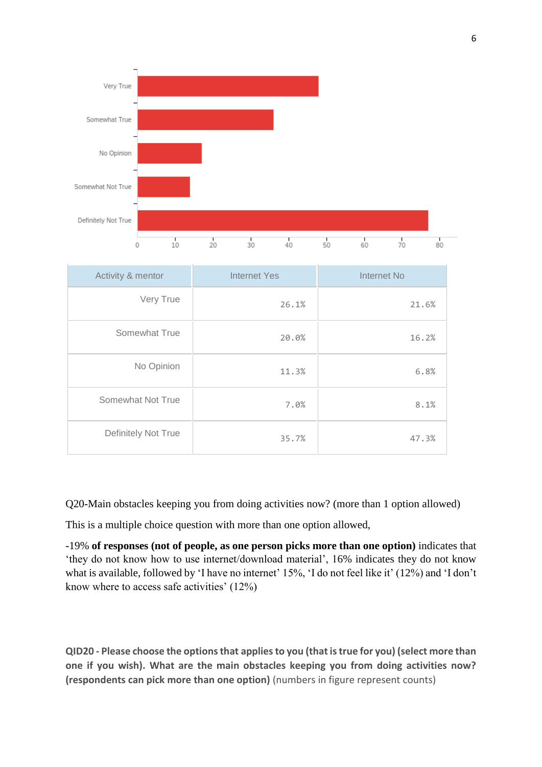| Activity & mentor | Internet Yes | Internet No |
|---|---|---|
| Very True | 26.1% | 21.6% |
| Somewhat True | 20.0% | 16.2% |
| No Opinion | 11.3% | 6.8% |
| Somewhat Not True | 7.0% | 8.1% |
| Definitely Not True | 35.7% | 47.3% |

Q20-Main obstacles keeping you from doing activities now? (more than 1 option allowed)

This is a multiple choice question with more than one option allowed,

-19% **of responses (not of people, as one person picks more than one option)** indicates that 'they do not know how to use internet/download material', 16% indicates they do not know what is available, followed by 'I have no internet' 15%, 'I do not feel like it' (12%) and 'I don't know where to access safe activities' (12%)

**QID20 - Please choose the options that applies to you (that is true for you) (select more than one if you wish). What are the main obstacles keeping you from doing activities now? (respondents can pick more than one option)** (numbers in figure represent counts)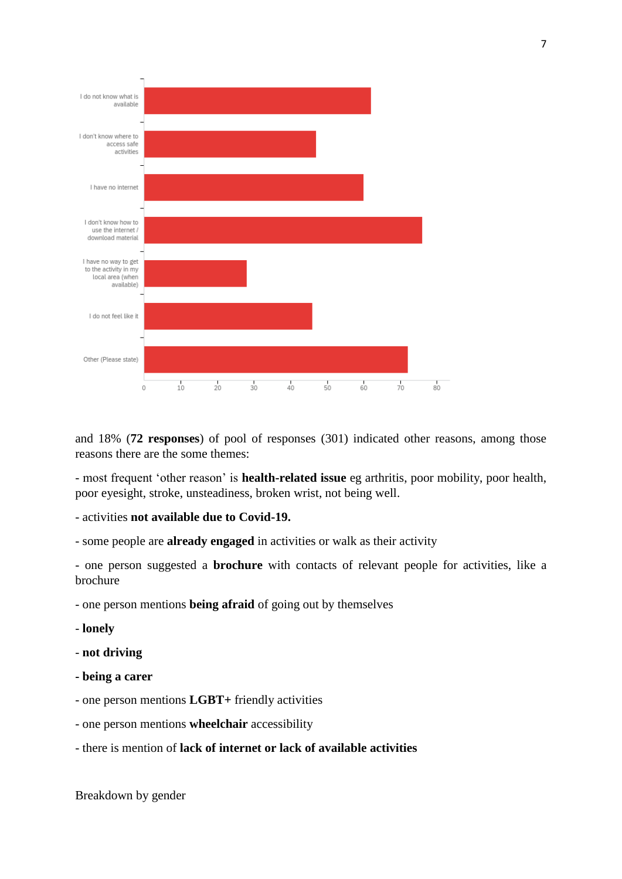and 18% (**72 responses**) of pool of responses (301) indicated other reasons, among those reasons there are the some themes:

- most frequent 'other reason' is **health-related issue** eg arthritis, poor mobility, poor health, poor eyesight, stroke, unsteadiness, broken wrist, not being well.

- activities **not available due to Covid-19.**

- some people are **already engaged** in activities or walk as their activity

- one person suggested a **brochure** with contacts of relevant people for activities, like a brochure

- one person mentions **being afraid** of going out by themselves

- **lonely**

- **not driving**

**- being a carer**

- one person mentions **LGBT+** friendly activities

- one person mentions **wheelchair** accessibility

- there is mention of **lack of internet or lack of available activities**

Breakdown by gender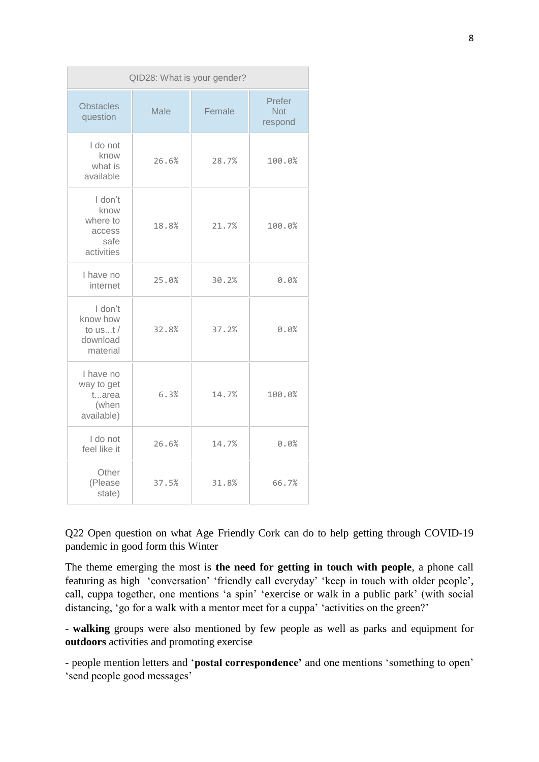| QID28: What is your gender? | | | |
|---|---|---|---|
| Obstacles question | Male | Female | Prefer Not respond |
| I do not know what is available | 26.6% | 28.7% | 100.0% |
| I don't know where to access safe activities | 18.8% | 21.7% | 100.0% |
| I have no internet | 25.0% | 30.2% | 0.0% |
| I don't know how to us...t / download material | 32.8% | 37.2% | 0.0% |
| I have no way to get t...area (when available) | 6.3% | 14.7% | 100.0% |
| I do not feel like it | 26.6% | 14.7% | 0.0% |
| Other (Please state) | 37.5% | 31.8% | 66.7% |

Q22 Open question on what Age Friendly Cork can do to help getting through COVID-19 pandemic in good form this Winter

The theme emerging the most is **the need for getting in touch with people**, a phone call featuring as high 'conversation' 'friendly call everyday' 'keep in touch with older people', call, cuppa together, one mentions 'a spin' 'exercise or walk in a public park' (with social distancing, 'go for a walk with a mentor meet for a cuppa' 'activities on the green?'

- **walking** groups were also mentioned by few people as well as parks and equipment for **outdoors** activities and promoting exercise

- people mention letters and '**postal correspondence'** and one mentions 'something to open' 'send people good messages'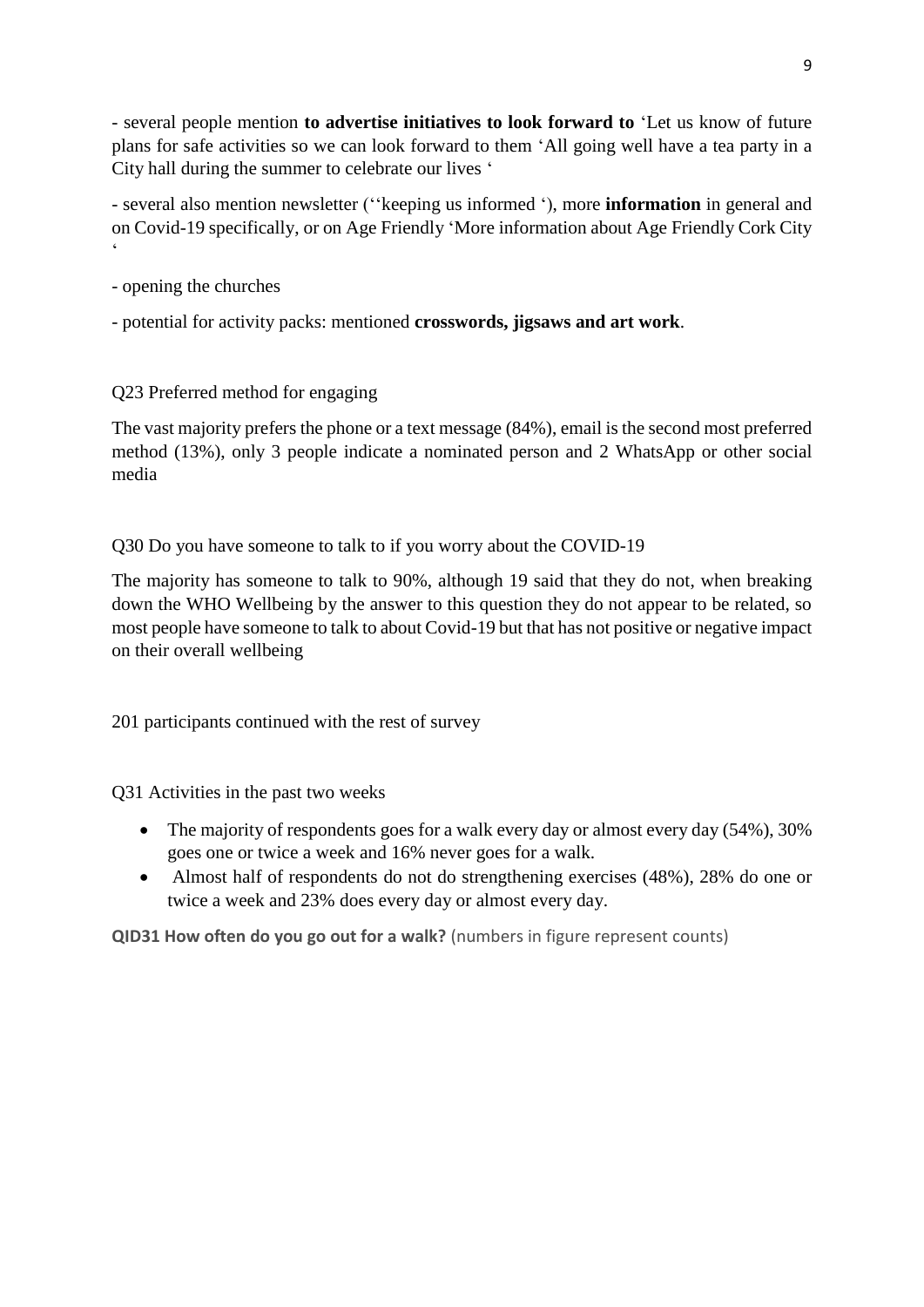- several people mention **to advertise initiatives to look forward to** 'Let us know of future plans for safe activities so we can look forward to them 'All going well have a tea party in a City hall during the summer to celebrate our lives '

- several also mention newsletter (''keeping us informed '), more **information** in general and on Covid-19 specifically, or on Age Friendly 'More information about Age Friendly Cork City '

- opening the churches

- potential for activity packs: mentioned **crosswords, jigsaws and art work**.

Q23 Preferred method for engaging

The vast majority prefers the phone or a text message (84%), email is the second most preferred method (13%), only 3 people indicate a nominated person and 2 WhatsApp or other social media

Q30 Do you have someone to talk to if you worry about the COVID-19

The majority has someone to talk to 90%, although 19 said that they do not, when breaking down the WHO Wellbeing by the answer to this question they do not appear to be related, so most people have someone to talk to about Covid-19 but that has not positive or negative impact on their overall wellbeing

201 participants continued with the rest of survey

Q31 Activities in the past two weeks

- The majority of respondents goes for a walk every day or almost every day (54%), 30% goes one or twice a week and 16% never goes for a walk.
- Almost half of respondents do not do strengthening exercises (48%), 28% do one or twice a week and 23% does every day or almost every day.

**QID31 How often do you go out for a walk?** (numbers in figure represent counts)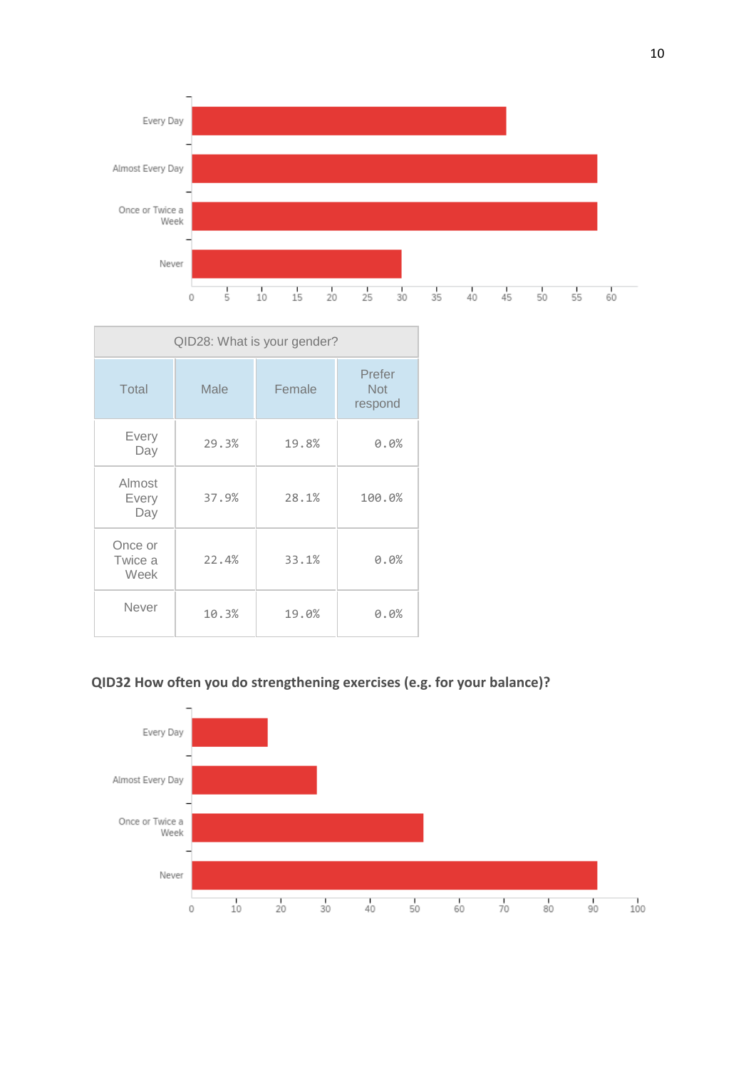| QID28: What is your gender? | | | |
|---|---|---|---|
| Total | Male | Female | Prefer Not respond |
| Every Day | 29.3% | 19.8% | 0.0% |
| Almost Every Day | 37.9% | 28.1% | 100.0% |
| Once or Twice a Week | 22.4% | 33.1% | 0.0% |
| Never | 10.3% | 19.0% | 0.0% |

**QID32 How often you do strengthening exercises (e.g. for your balance)?**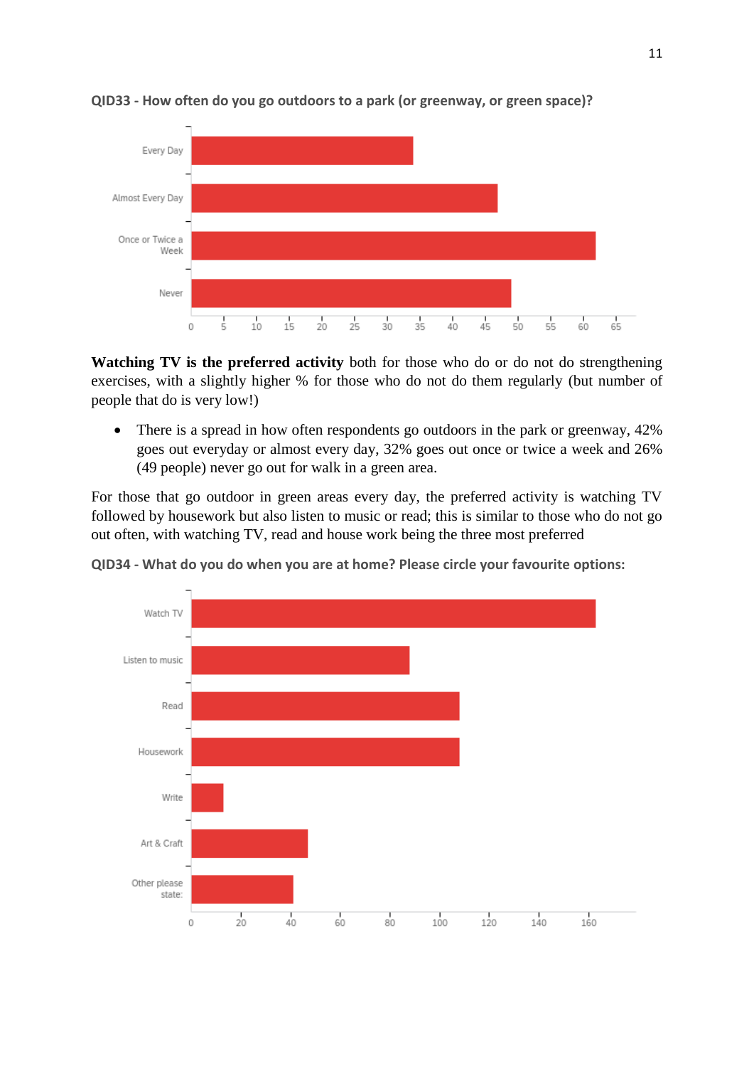**QID33 - How often do you go outdoors to a park (or greenway, or green space)?**

**Watching TV is the preferred activity** both for those who do or do not do strengthening exercises, with a slightly higher % for those who do not do them regularly (but number of people that do is very low!)

- There is a spread in how often respondents go outdoors in the park or greenway, 42% goes out everyday or almost every day, 32% goes out once or twice a week and 26% (49 people) never go out for walk in a green area.

For those that go outdoor in green areas every day, the preferred activity is watching TV followed by housework but also listen to music or read; this is similar to those who do not go out often, with watching TV, read and house work being the three most preferred

**QID34 - What do you do when you are at home? Please circle your favourite options:**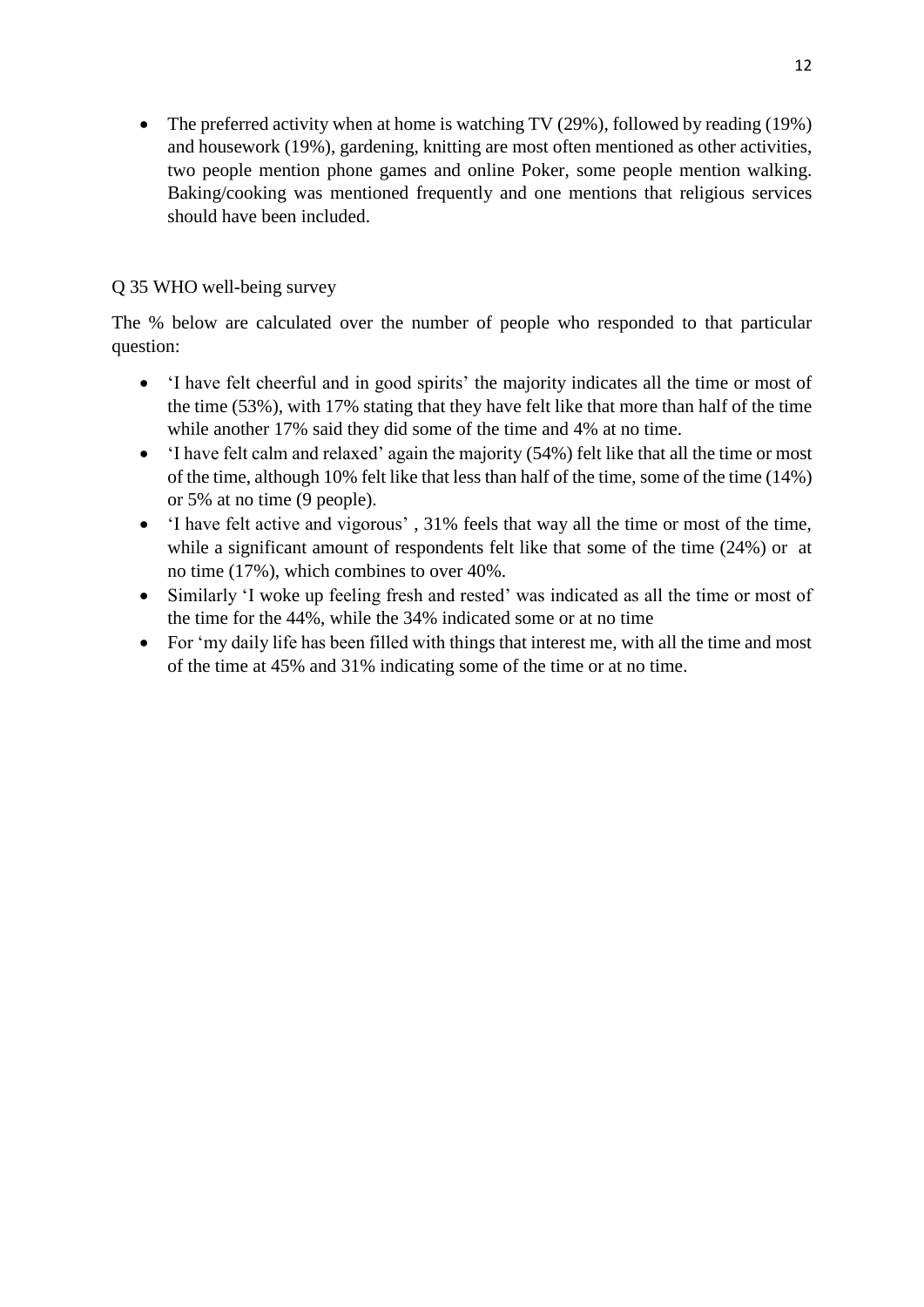- The preferred activity when at home is watching TV (29%), followed by reading (19%) and housework (19%), gardening, knitting are most often mentioned as other activities, two people mention phone games and online Poker, some people mention walking. Baking/cooking was mentioned frequently and one mentions that religious services should have been included.

Q 35 WHO well-being survey

The % below are calculated over the number of people who responded to that particular question:

- 'I have felt cheerful and in good spirits' the majority indicates all the time or most of the time (53%), with 17% stating that they have felt like that more than half of the time while another 17% said they did some of the time and 4% at no time.
- 'I have felt calm and relaxed' again the majority (54%) felt like that all the time or most of the time, although 10% felt like that less than half of the time, some of the time (14%) or 5% at no time (9 people).
- 'I have felt active and vigorous' , 31% feels that way all the time or most of the time, while a significant amount of respondents felt like that some of the time (24%) or at no time (17%), which combines to over 40%.
- Similarly 'I woke up feeling fresh and rested' was indicated as all the time or most of the time for the 44%, while the 34% indicated some or at no time
- For 'my daily life has been filled with things that interest me, with all the time and most of the time at 45% and 31% indicating some of the time or at no time.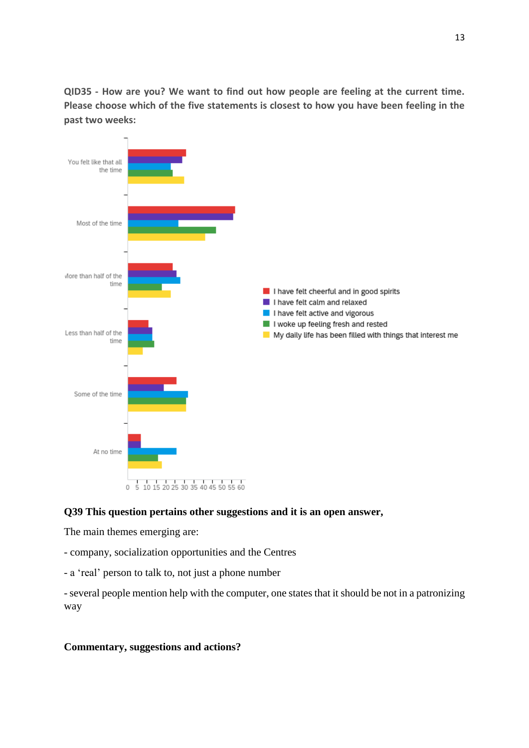**QID35 - How are you? We want to find out how people are feeling at the current time. Please choose which of the five statements is closest to how you have been feeling in the past two weeks:**

**Q39 This question pertains other suggestions and it is an open answer,**

The main themes emerging are:

- company, socialization opportunities and the Centres

- a 'real' person to talk to, not just a phone number

- several people mention help with the computer, one states that it should be not in a patronizing way

**Commentary, suggestions and actions?**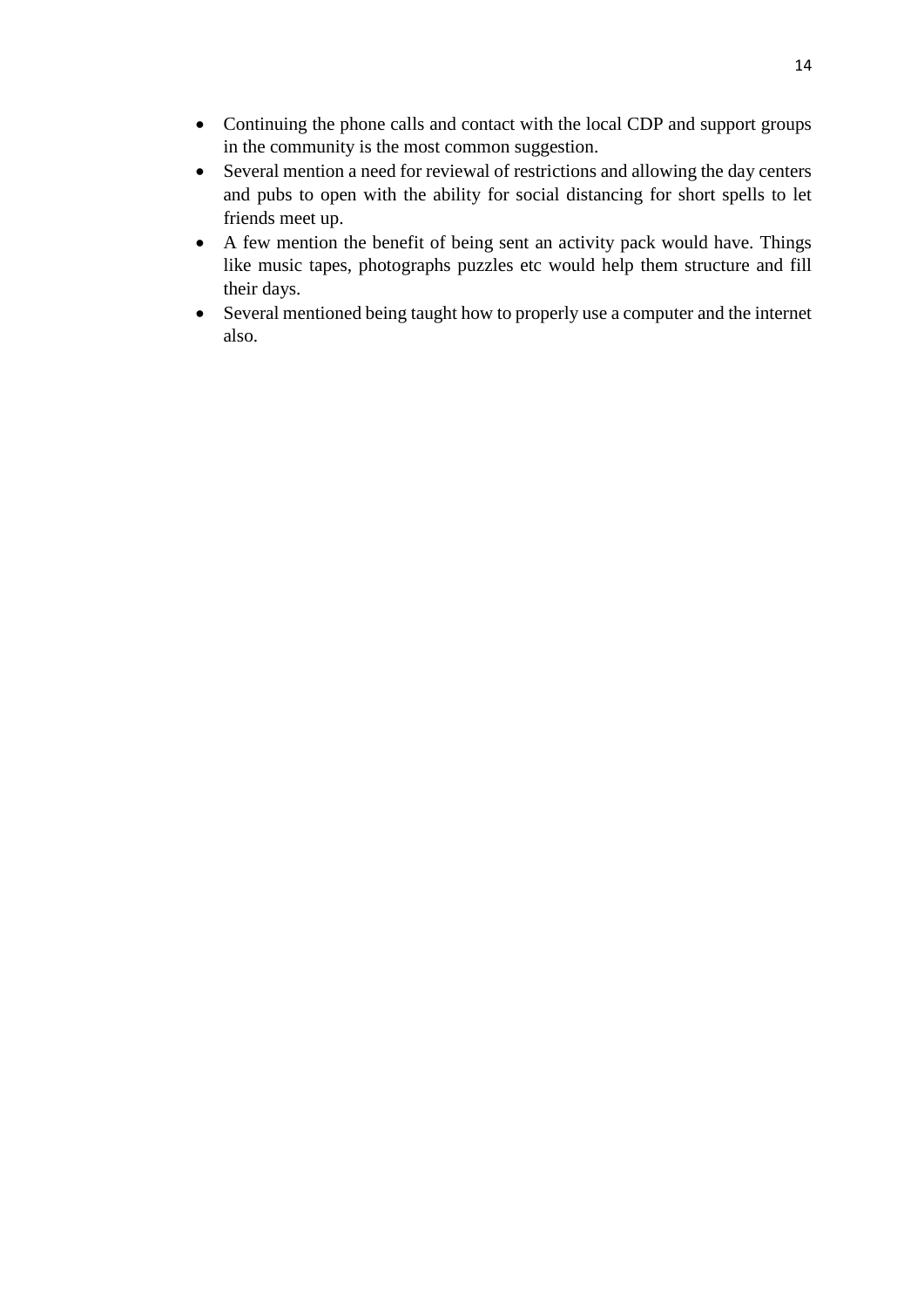- Continuing the phone calls and contact with the local CDP and support groups in the community is the most common suggestion.
- Several mention a need for reviewal of restrictions and allowing the day centers and pubs to open with the ability for social distancing for short spells to let friends meet up.
- A few mention the benefit of being sent an activity pack would have. Things like music tapes, photographs puzzles etc would help them structure and fill their days.
- Several mentioned being taught how to properly use a computer and the internet also.